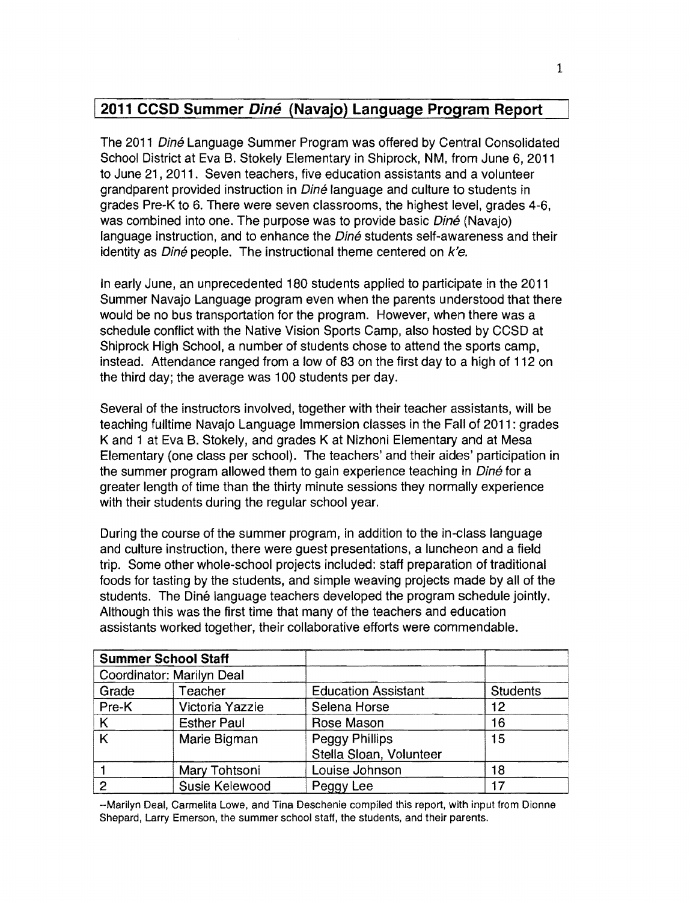## 2011 CCSD Summer *Diné* (Navajo) Language Program Report

The 2011 *Diné* Language Summer Program was offered by Central Consolidated School District at Eva B. Stokely Elementary in Shiprock, NM, from June 6, 2011 to June 21, 2011. Seven teachers, five education assistants and a volunteer grandparent provided instruction in *Diné* language and culture to students in grades Pre-K to 6. There were seven classrooms, the highest level, grades 4-6, was combined into one. The purpose was to provide basic *Diné* (Navajo) language instruction, and to enhance the *Diné* students self-awareness and their identity as *Diné* people. The instructional theme centered on *k'e.*

In early June, an unprecedented 180 students applied to participate in the 2011 Summer Navajo Language program even when the parents understood that there would be no bus transportation for the program. However, when there was a schedule conflict with the Native Vision Sports Camp, also hosted by CCSD at Shiprock High School, a number of students chose to attend the sports camp, instead. Attendance ranged from a low of 83 on the first day to a high of 112 on the third day; the average was 100 students per day.

Several of the instructors involved, together with their teacher assistants, will be teaching fulltime Navajo Language Immersion classes in the Fall of 2011: grades K and 1 at Eva B. Stokely, and grades K at Nizhoni Elementary and at Mesa Elementary (one class per school). The teachers' and their aides' participation in the summer program allowed them to gain experience teaching in *Diné* for a greater length of time than the thirty minute sessions they normally experience with their students during the regular school year.

During the course of the summer program, in addition to the in-class language and culture instruction, there were guest presentations, a luncheon and a field trip. Some other whole-school projects included: staff preparation of traditional foods for tasting by the students, and simple weaving projects made by all of the students. The Diné language teachers developed the program schedule jointly. Although this was the first time that many of the teachers and education assistants worked together, their collaborative efforts were commendable.

| **Summer School Staff** | | | |
|---|---|---|---|
| Coordinator: Marilyn Deal | | | |
| Grade | Teacher | Education Assistant | Students |
| Pre-K | Victoria Yazzie | Selena Horse | 12 |
| K | Esther Paul | Rose Mason | 16 |
| K | Marie Bigman | Peggy Phillips<br>Stella Sloan, Volunteer | 15 |
| 1 | Mary Tohtsoni | Louise Johnson | 18 |
| 2 | Susie Kelewood | Peggy Lee | 17 |

--Marilyn Deal, Carmelita Lowe, and Tina Deschenie compiled this report, with input from Dionne Shepard, Larry Emerson, the summer school staff, the students, and their parents.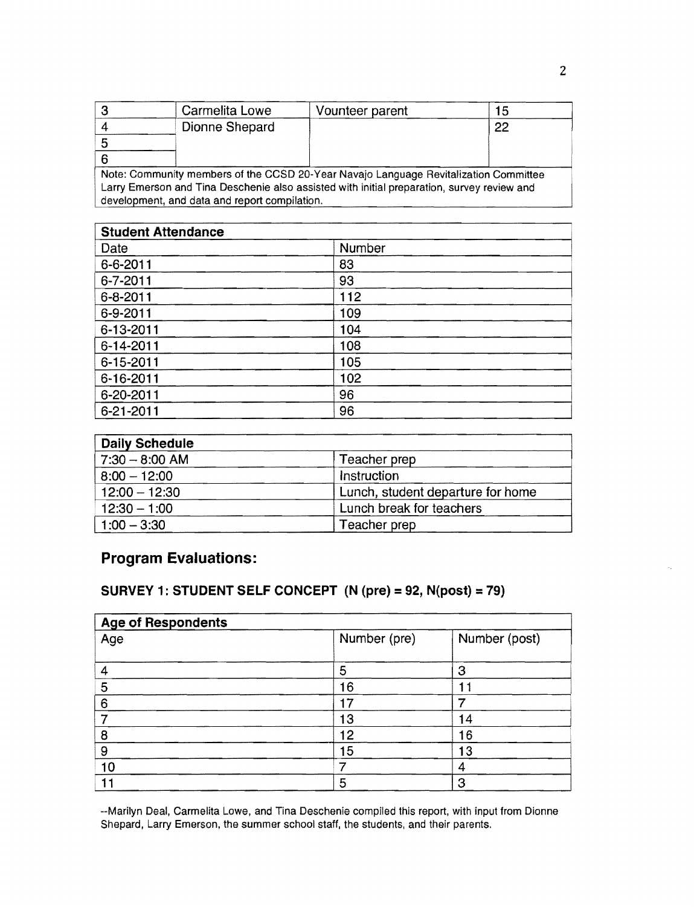| 3 | Carmelita Lowe | Vounteer parent | 15 |
|---|---|---|---|
| 4 | Dionne Shepard | | 22 |
| 5 | | | |
| 6 | | | |
| Note: Community members of the CCSD 20-Year Navajo Language Revitalization Committee Larry Emerson and Tina Deschenie also assisted with initial preparation, survey review and development, and data and report compilation. | | | |

| **Student Attendance** | |
|---|---|
| Date | Number |
| 6-6-2011 | 83 |
| 6-7-2011 | 93 |
| 6-8-2011 | 112 |
| 6-9-2011 | 109 |
| 6-13-2011 | 104 |
| 6-14-2011 | 108 |
| 6-15-2011 | 105 |
| 6-16-2011 | 102 |
| 6-20-2011 | 96 |
| 6-21-2011 | 96 |

| **Daily Schedule** | |
|---|---|
| 7:30 – 8:00 AM | Teacher prep |
| 8:00 – 12:00 | Instruction |
| 12:00 – 12:30 | Lunch, student departure for home |
| 12:30 – 1:00 | Lunch break for teachers |
| 1:00 – 3:30 | Teacher prep |

## Program Evaluations:

### SURVEY 1: STUDENT SELF CONCEPT (N (pre) = 92, N(post) = 79)

| **Age of Respondents** | | |
|---|---|---|
| Age | Number (pre) | Number (post) |
| 4 | 5 | 3 |
| 5 | 16 | 11 |
| 6 | 17 | 7 |
| 7 | 13 | 14 |
| 8 | 12 | 16 |
| 9 | 15 | 13 |
| 10 | 7 | 4 |
| 11 | 5 | 3 |

--Marilyn Deal, Carmelita Lowe, and Tina Deschenie compiled this report, with input from Dionne Shepard, Larry Emerson, the summer school staff, the students, and their parents.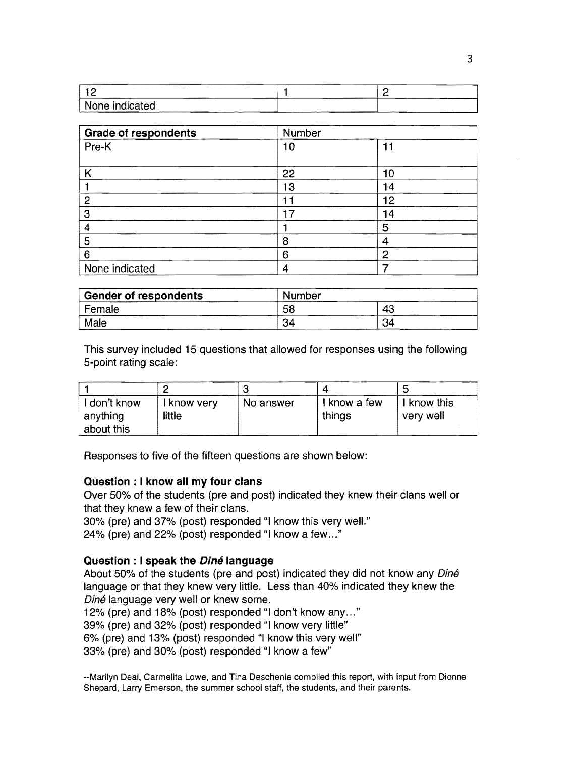| 12 | 1 | 2 |
|---|---|---|
| None indicated | | |

| Grade of respondents | Number | |
|---|---|---|
| Pre-K | 10 | 11 |
| K | 22 | 10 |
| 1 | 13 | 14 |
| 2 | 11 | 12 |
| 3 | 17 | 14 |
| 4 | 1 | 5 |
| 5 | 8 | 4 |
| 6 | 6 | 2 |
| None indicated | 4 | 7 |

| Gender of respondents | Number | |
|---|---|---|
| Female | 58 | 43 |
| Male | 34 | 34 |

This survey included 15 questions that allowed for responses using the following 5-point rating scale:

| 1 | 2 | 3 | 4 | 5 |
|---|---|---|---|---|
| I don't know anything about this | I know very little | No answer | I know a few things | I know this very well |

Responses to five of the fifteen questions are shown below:

**Question : I know all my four clans**

Over 50% of the students (pre and post) indicated they knew their clans well or that they knew a few of their clans.

30% (pre) and 37% (post) responded "I know this very well."

24% (pre) and 22% (post) responded "I know a few..."

**Question : I speak the *Diné* language**

About 50% of the students (pre and post) indicated they did not know any *Diné* language or that they knew very little. Less than 40% indicated they knew the *Diné* language very well or knew some.

12% (pre) and 18% (post) responded "I don't know any..."

39% (pre) and 32% (post) responded "I know very little"

6% (pre) and 13% (post) responded "I know this very well"

33% (pre) and 30% (post) responded "I know a few"

--Marilyn Deal, Carmelita Lowe, and Tina Deschenie compiled this report, with input from Dionne Shepard, Larry Emerson, the summer school staff, the students, and their parents.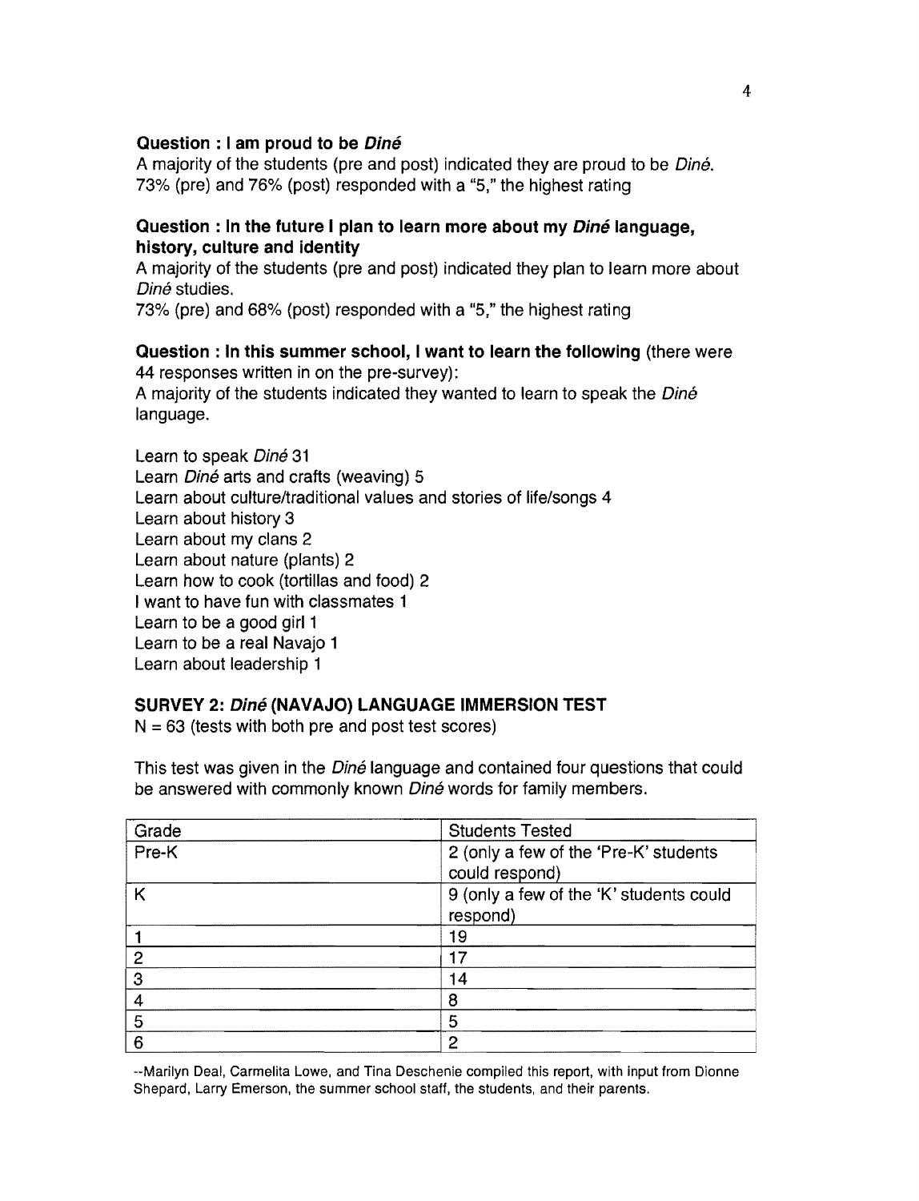**Question : I am proud to be *Diné***

A majority of the students (pre and post) indicated they are proud to be *Diné*. 73% (pre) and 76% (post) responded with a "5," the highest rating

**Question : In the future I plan to learn more about my *Diné* language, history, culture and identity**

A majority of the students (pre and post) indicated they plan to learn more about *Diné* studies.
73% (pre) and 68% (post) responded with a "5," the highest rating

**Question : In this summer school, I want to learn the following** (there were 44 responses written in on the pre-survey):

A majority of the students indicated they wanted to learn to speak the *Diné* language.

Learn to speak *Diné* 31
Learn *Diné* arts and crafts (weaving) 5
Learn about culture/traditional values and stories of life/songs 4
Learn about history 3
Learn about my clans 2
Learn about nature (plants) 2
Learn how to cook (tortillas and food) 2
I want to have fun with classmates 1
Learn to be a good girl 1
Learn to be a real Navajo 1
Learn about leadership 1

**SURVEY 2: *Diné* (NAVAJO) LANGUAGE IMMERSION TEST**

N = 63 (tests with both pre and post test scores)

This test was given in the *Diné* language and contained four questions that could be answered with commonly known *Diné* words for family members.

| Grade | Students Tested |
|---|---|
| Pre-K | 2 (only a few of the 'Pre-K' students could respond) |
| K | 9 (only a few of the 'K' students could respond) |
| 1 | 19 |
| 2 | 17 |
| 3 | 14 |
| 4 | 8 |
| 5 | 5 |
| 6 | 2 |

--Marilyn Deal, Carmelita Lowe, and Tina Deschenie compiled this report, with input from Dionne Shepard, Larry Emerson, the summer school staff, the students, and their parents.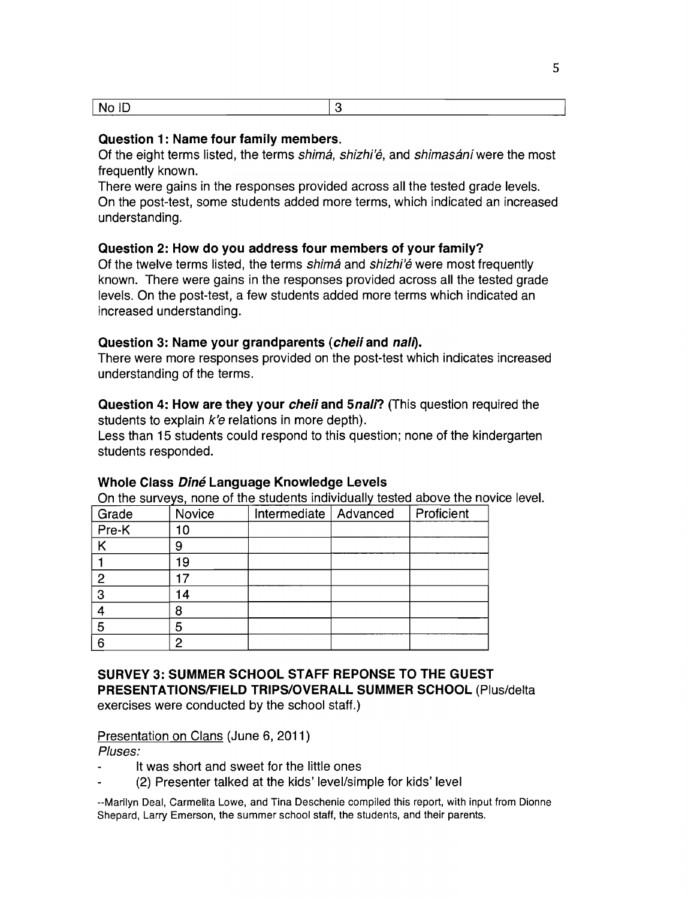| No ID | 3 |
|---|---|

**Question 1: Name four family members.**

Of the eight terms listed, the terms *shimá, shizhi'é,* and *shimasání* were the most frequently known.

There were gains in the responses provided across all the tested grade levels. On the post-test, some students added more terms, which indicated an increased understanding.

**Question 2: How do you address four members of your family?**

Of the twelve terms listed, the terms *shimá* and *shizhi'é* were most frequently known. There were gains in the responses provided across all the tested grade levels. On the post-test, a few students added more terms which indicated an increased understanding.

**Question 3: Name your grandparents (*cheii* and *nalí*).**

There were more responses provided on the post-test which indicates increased understanding of the terms.

**Question 4: How are they your *cheii* and 5*nalí*?** (This question required the students to explain *k'e* relations in more depth).

Less than 15 students could respond to this question; none of the kindergarten students responded.

**Whole Class *Diné* Language Knowledge Levels**

On the surveys, none of the students individually tested above the novice level.

| Grade | Novice | Intermediate | Advanced | Proficient |
|---|---|---|---|---|
| Pre-K | 10 | | | |
| K | 9 | | | |
| 1 | 19 | | | |
| 2 | 17 | | | |
| 3 | 14 | | | |
| 4 | 8 | | | |
| 5 | 5 | | | |
| 6 | 2 | | | |

**SURVEY 3: SUMMER SCHOOL STAFF REPONSE TO THE GUEST PRESENTATIONS/FIELD TRIPS/OVERALL SUMMER SCHOOL** (Plus/delta exercises were conducted by the school staff.)

Presentation on Clans (June 6, 2011)

*Pluses:*

- It was short and sweet for the little ones
- (2) Presenter talked at the kids' level/simple for kids' level

--Marilyn Deal, Carmelita Lowe, and Tina Deschenie compiled this report, with input from Dionne Shepard, Larry Emerson, the summer school staff, the students, and their parents.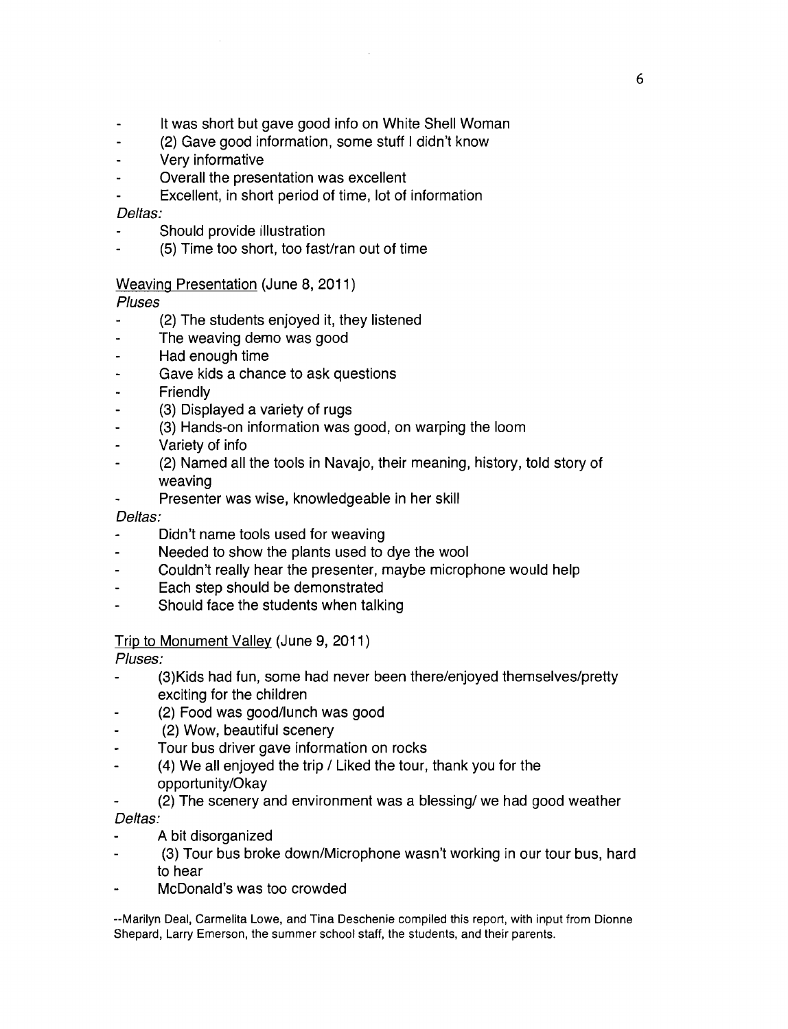- It was short but gave good info on White Shell Woman
- (2) Gave good information, some stuff I didn't know
- Very informative
- Overall the presentation was excellent
- Excellent, in short period of time, lot of information

*Deltas:*

- Should provide illustration
- (5) Time too short, too fast/ran out of time

<u>Weaving Presentation</u> (June 8, 2011)

*Pluses*

- (2) The students enjoyed it, they listened
- The weaving demo was good
- Had enough time
- Gave kids a chance to ask questions
- Friendly
- (3) Displayed a variety of rugs
- (3) Hands-on information was good, on warping the loom
- Variety of info
- (2) Named all the tools in Navajo, their meaning, history, told story of weaving
- Presenter was wise, knowledgeable in her skill

*Deltas:*

- Didn't name tools used for weaving
- Needed to show the plants used to dye the wool
- Couldn't really hear the presenter, maybe microphone would help
- Each step should be demonstrated
- Should face the students when talking

<u>Trip to Monument Valley</u> (June 9, 2011)

*Pluses:*

- (3)Kids had fun, some had never been there/enjoyed themselves/pretty exciting for the children
- (2) Food was good/lunch was good
- (2) Wow, beautiful scenery
- Tour bus driver gave information on rocks
- (4) We all enjoyed the trip / Liked the tour, thank you for the opportunity/Okay
- (2) The scenery and environment was a blessing/ we had good weather

*Deltas:*

- A bit disorganized
- (3) Tour bus broke down/Microphone wasn't working in our tour bus, hard to hear
- McDonald's was too crowded

--Marilyn Deal, Carmelita Lowe, and Tina Deschenie compiled this report, with input from Dionne Shepard, Larry Emerson, the summer school staff, the students, and their parents.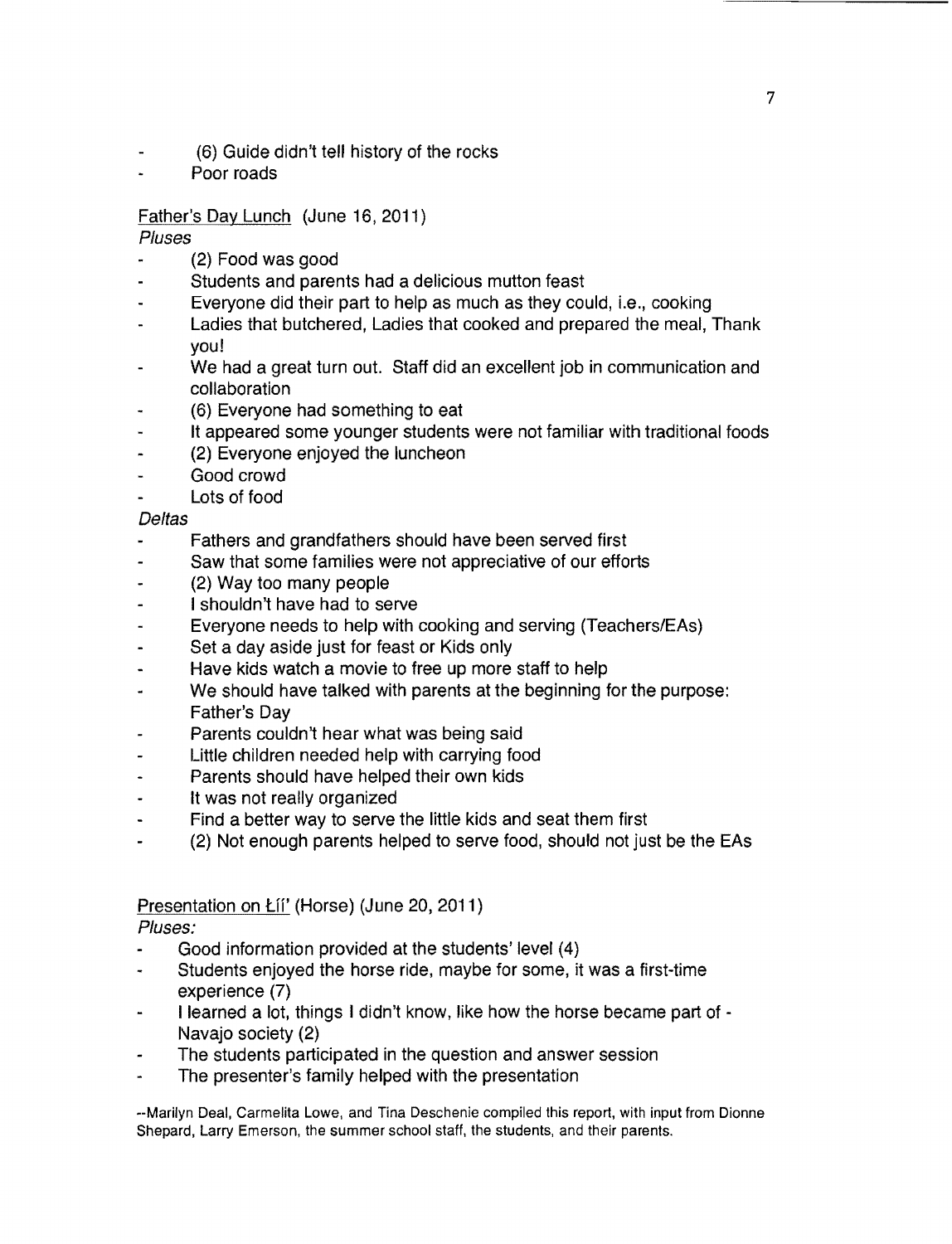- (6) Guide didn't tell history of the rocks
- Poor roads

Father's Day Lunch (June 16, 2011)

*Pluses*

- (2) Food was good
- Students and parents had a delicious mutton feast
- Everyone did their part to help as much as they could, i.e., cooking
- Ladies that butchered, Ladies that cooked and prepared the meal, Thank you!
- We had a great turn out. Staff did an excellent job in communication and collaboration
- (6) Everyone had something to eat
- It appeared some younger students were not familiar with traditional foods
- (2) Everyone enjoyed the luncheon
- Good crowd
- Lots of food

*Deltas*

- Fathers and grandfathers should have been served first
- Saw that some families were not appreciative of our efforts
- (2) Way too many people
- I shouldn't have had to serve
- Everyone needs to help with cooking and serving (Teachers/EAs)
- Set a day aside just for feast or Kids only
- Have kids watch a movie to free up more staff to help
- We should have talked with parents at the beginning for the purpose: Father's Day
- Parents couldn't hear what was being said
- Little children needed help with carrying food
- Parents should have helped their own kids
- It was not really organized
- Find a better way to serve the little kids and seat them first
- (2) Not enough parents helped to serve food, should not just be the EAs

Presentation on Łįį' (Horse) (June 20, 2011)

*Pluses:*

- Good information provided at the students' level (4)
- Students enjoyed the horse ride, maybe for some, it was a first-time experience (7)
- I learned a lot, things I didn't know, like how the horse became part of - Navajo society (2)
- The students participated in the question and answer session
- The presenter's family helped with the presentation

--Marilyn Deal, Carmelita Lowe, and Tina Deschenie compiled this report, with input from Dionne Shepard, Larry Emerson, the summer school staff, the students, and their parents.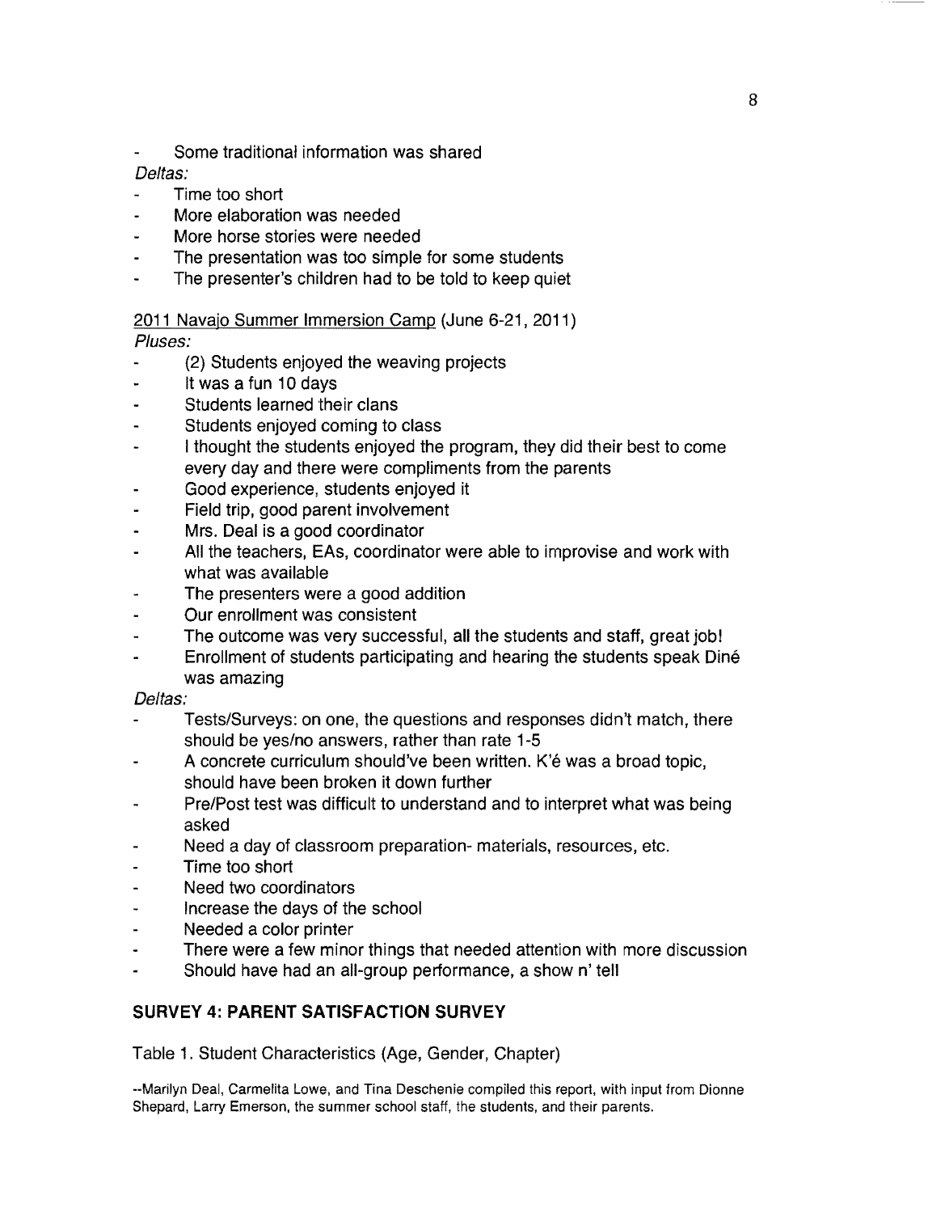- Some traditional information was shared

*Deltas:*

- Time too short
- More elaboration was needed
- More horse stories were needed
- The presentation was too simple for some students
- The presenter's children had to be told to keep quiet

2011 Navajo Summer Immersion Camp (June 6-21, 2011)

*Pluses:*

- (2) Students enjoyed the weaving projects
- It was a fun 10 days
- Students learned their clans
- Students enjoyed coming to class
- I thought the students enjoyed the program, they did their best to come every day and there were compliments from the parents
- Good experience, students enjoyed it
- Field trip, good parent involvement
- Mrs. Deal is a good coordinator
- All the teachers, EAs, coordinator were able to improvise and work with what was available
- The presenters were a good addition
- Our enrollment was consistent
- The outcome was very successful, all the students and staff, great job!
- Enrollment of students participating and hearing the students speak Diné was amazing

*Deltas:*

- Tests/Surveys: on one, the questions and responses didn't match, there should be yes/no answers, rather than rate 1-5
- A concrete curriculum should've been written. K'é was a broad topic, should have been broken it down further
- Pre/Post test was difficult to understand and to interpret what was being asked
- Need a day of classroom preparation- materials, resources, etc.
- Time too short
- Need two coordinators
- Increase the days of the school
- Needed a color printer
- There were a few minor things that needed attention with more discussion
- Should have had an all-group performance, a show n' tell

## SURVEY 4: PARENT SATISFACTION SURVEY

Table 1. Student Characteristics (Age, Gender, Chapter)

--Marilyn Deal, Carmelita Lowe, and Tina Deschenie compiled this report, with input from Dionne Shepard, Larry Emerson, the summer school staff, the students, and their parents.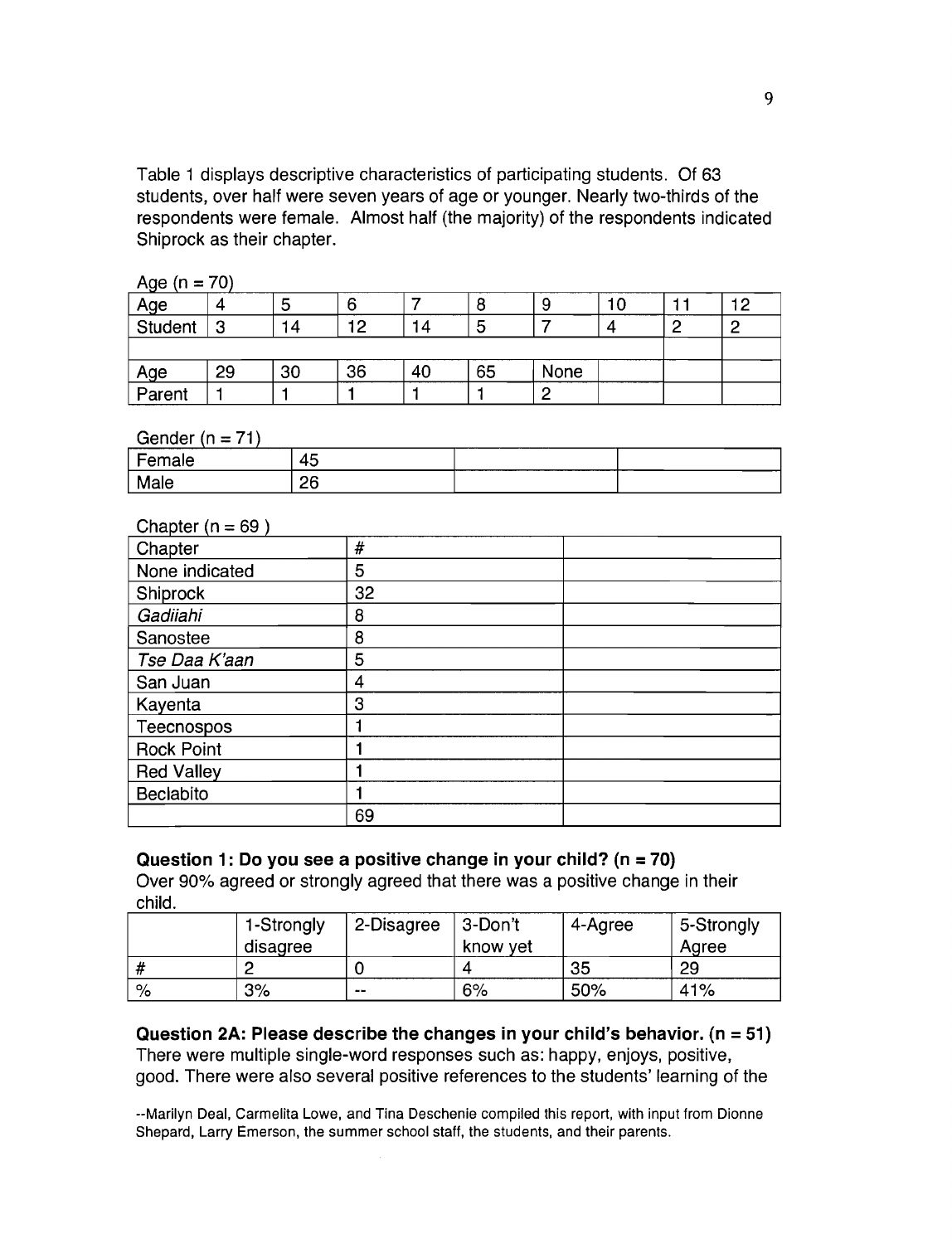Table 1 displays descriptive characteristics of participating students. Of 63 students, over half were seven years of age or younger. Nearly two-thirds of the respondents were female. Almost half (the majority) of the respondents indicated Shiprock as their chapter.

Age (n = 70)

| Age | 4 | 5 | 6 | 7 | 8 | 9 | 10 | 11 | 12 |
|---|---|---|---|---|---|---|---|---|---|
| Student | 3 | 14 | 12 | 14 | 5 | 7 | 4 | 2 | 2 |
| | | | | | | | | | |
| Age | 29 | 30 | 36 | 40 | 65 | None | | | |
| Parent | 1 | 1 | 1 | 1 | 1 | 2 | | | |

Gender (n = 71)

| Female | 45 | | |
|---|---|---|---|
| Male | 26 | | |

Chapter (n = 69 )

| Chapter | # | |
|---|---|---|
| None indicated | 5 | |
| Shiprock | 32 | |
| *Gadiiahi* | 8 | |
| Sanostee | 8 | |
| *Tse Daa K'aan* | 5 | |
| San Juan | 4 | |
| Kayenta | 3 | |
| Teecnospos | 1 | |
| Rock Point | 1 | |
| Red Valley | 1 | |
| Beclabito | 1 | |
| | 69 | |

**Question 1: Do you see a positive change in your child? (n = 70)**

Over 90% agreed or strongly agreed that there was a positive change in their child.

| | 1-Strongly disagree | 2-Disagree | 3-Don't know yet | 4-Agree | 5-Strongly Agree |
|---|---|---|---|---|---|
| # | 2 | 0 | 4 | 35 | 29 |
| % | 3% | -- | 6% | 50% | 41% |

**Question 2A: Please describe the changes in your child's behavior. (n = 51)**

There were multiple single-word responses such as: happy, enjoys, positive, good. There were also several positive references to the students' learning of the

--Marilyn Deal, Carmelita Lowe, and Tina Deschenie compiled this report, with input from Dionne Shepard, Larry Emerson, the summer school staff, the students, and their parents.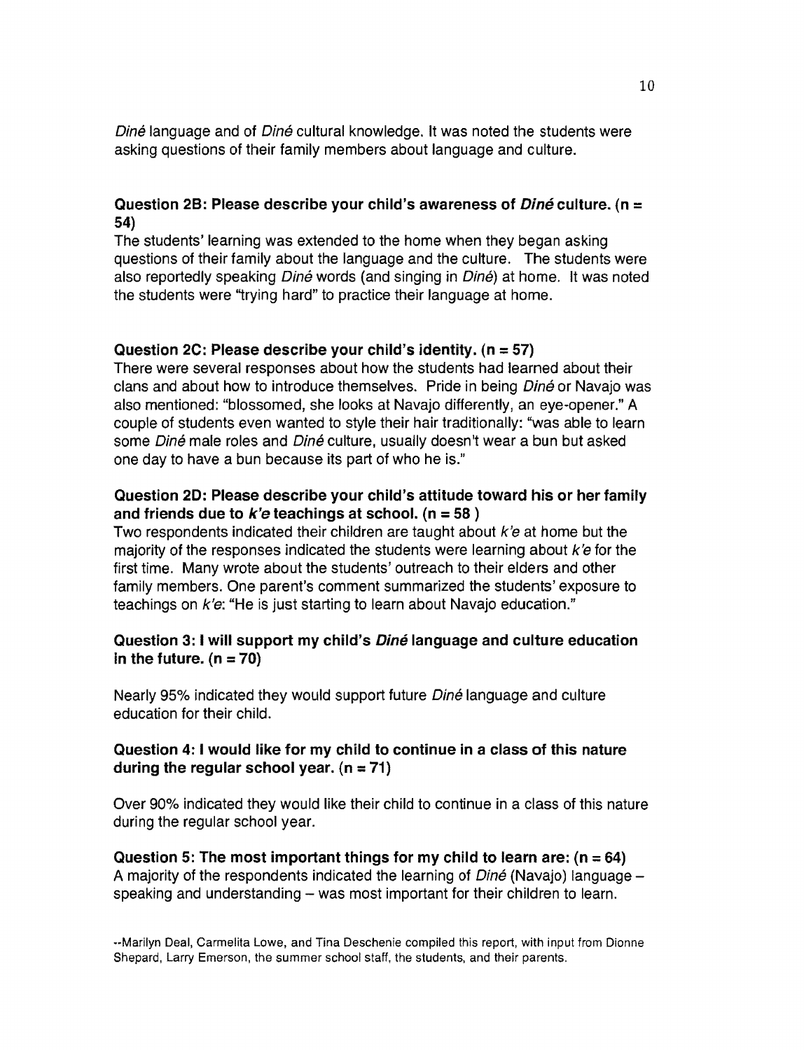*Diné* language and of *Diné* cultural knowledge. It was noted the students were asking questions of their family members about language and culture.

### Question 2B: Please describe your child's awareness of *Diné* culture. (n = 54)

The students' learning was extended to the home when they began asking questions of their family about the language and the culture. The students were also reportedly speaking *Diné* words (and singing in *Diné*) at home. It was noted the students were "trying hard" to practice their language at home.

### Question 2C: Please describe your child's identity. (n = 57)

There were several responses about how the students had learned about their clans and about how to introduce themselves. Pride in being *Diné* or Navajo was also mentioned: "blossomed, she looks at Navajo differently, an eye-opener." A couple of students even wanted to style their hair traditionally: "was able to learn some *Diné* male roles and *Diné* culture, usually doesn't wear a bun but asked one day to have a bun because its part of who he is."

### Question 2D: Please describe your child's attitude toward his or her family and friends due to *k'e* teachings at school. (n = 58 )

Two respondents indicated their children are taught about *k'e* at home but the majority of the responses indicated the students were learning about *k'e* for the first time. Many wrote about the students' outreach to their elders and other family members. One parent's comment summarized the students' exposure to teachings on *k'e*: "He is just starting to learn about Navajo education."

### Question 3: I will support my child's *Diné* language and culture education in the future. (n = 70)

Nearly 95% indicated they would support future *Diné* language and culture education for their child.

### Question 4: I would like for my child to continue in a class of this nature during the regular school year. (n = 71)

Over 90% indicated they would like their child to continue in a class of this nature during the regular school year.

### Question 5: The most important things for my child to learn are: (n = 64)

A majority of the respondents indicated the learning of *Diné* (Navajo) language – speaking and understanding – was most important for their children to learn.

--Marilyn Deal, Carmelita Lowe, and Tina Deschenie compiled this report, with input from Dionne Shepard, Larry Emerson, the summer school staff, the students, and their parents.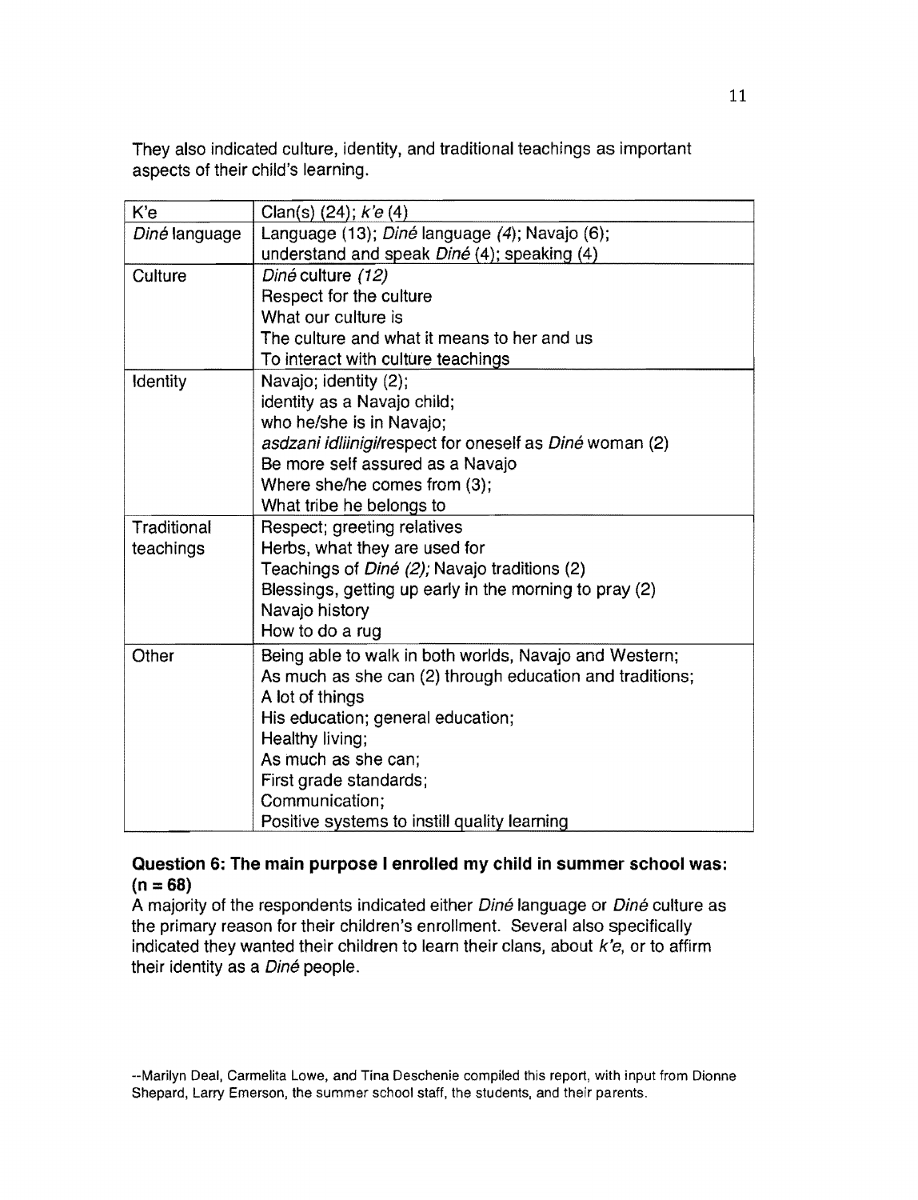They also indicated culture, identity, and traditional teachings as important aspects of their child's learning.

| K'e | Clan(s) (24); *k'e* (4) |
| --- | --- |
| *Diné* language | Language (13); *Diné* language *(4)*; Navajo (6); understand and speak *Diné* (4); speaking (4) |
| Culture | *Diné* culture *(12)*<br>Respect for the culture<br>What our culture is<br>The culture and what it means to her and us<br>To interact with culture teachings |
| Identity | Navajo; identity (2);<br>identity as a Navajo child;<br>who he/she is in Navajo;<br>*asdzani idliinigi*/respect for oneself as *Diné* woman (2)<br>Be more self assured as a Navajo<br>Where she/he comes from (3);<br>What tribe he belongs to |
| Traditional teachings | Respect; greeting relatives<br>Herbs, what they are used for<br>Teachings of *Diné (2);* Navajo traditions (2)<br>Blessings, getting up early in the morning to pray (2)<br>Navajo history<br>How to do a rug |
| Other | Being able to walk in both worlds, Navajo and Western;<br>As much as she can (2) through education and traditions;<br>A lot of things<br>His education; general education;<br>Healthy living;<br>As much as she can;<br>First grade standards;<br>Communication;<br>Positive systems to instill quality learning |

**Question 6: The main purpose I enrolled my child in summer school was: (n = 68)**

A majority of the respondents indicated either *Diné* language or *Diné* culture as the primary reason for their children's enrollment. Several also specifically indicated they wanted their children to learn their clans, about *k'e*, or to affirm their identity as a *Diné* people.

--Marilyn Deal, Carmelita Lowe, and Tina Deschenie compiled this report, with input from Dionne Shepard, Larry Emerson, the summer school staff, the students, and their parents.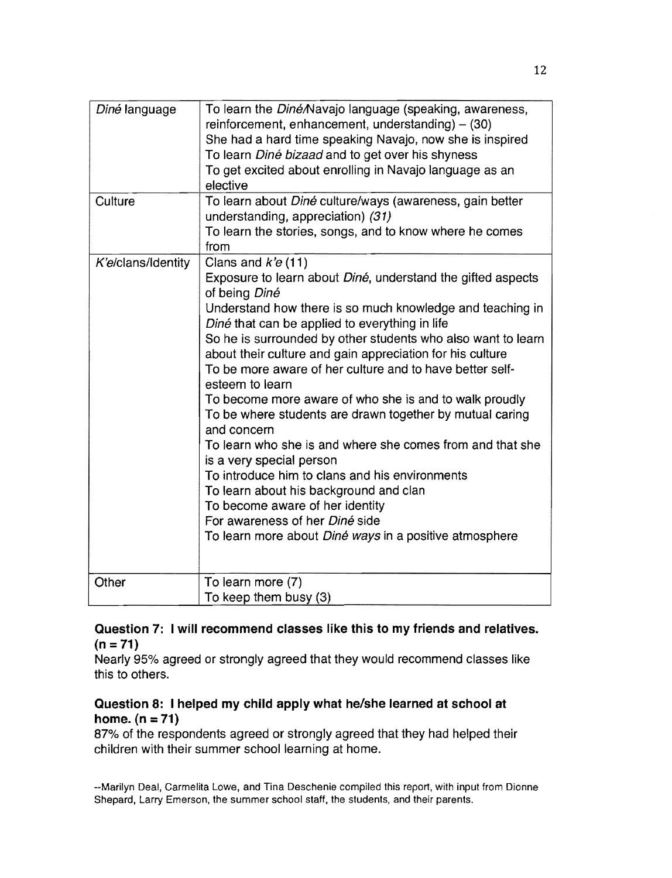| | |
|---|---|
| *Diné* language | To learn the *Diné*/Navajo language (speaking, awareness, reinforcement, enhancement, understanding) – (30)<br>She had a hard time speaking Navajo, now she is inspired<br>To learn *Diné bizaad* and to get over his shyness<br>To get excited about enrolling in Navajo language as an elective |
| Culture | To learn about *Diné* culture/ways (awareness, gain better understanding, appreciation) *(31)*<br>To learn the stories, songs, and to know where he comes from |
| *K'e*/clans/Identity | Clans and *k'e* (11)<br>Exposure to learn about *Diné*, understand the gifted aspects of being *Diné*<br>Understand how there is so much knowledge and teaching in *Diné* that can be applied to everything in life<br>So he is surrounded by other students who also want to learn about their culture and gain appreciation for his culture<br>To be more aware of her culture and to have better self-esteem to learn<br>To become more aware of who she is and to walk proudly<br>To be where students are drawn together by mutual caring and concern<br>To learn who she is and where she comes from and that she is a very special person<br>To introduce him to clans and his environments<br>To learn about his background and clan<br>To become aware of her identity<br>For awareness of her *Diné* side<br>To learn more about *Diné ways* in a positive atmosphere |
| Other | To learn more (7)<br>To keep them busy (3) |

**Question 7: I will recommend classes like this to my friends and relatives. (n = 71)**

Nearly 95% agreed or strongly agreed that they would recommend classes like this to others.

**Question 8: I helped my child apply what he/she learned at school at home. (n = 71)**

87% of the respondents agreed or strongly agreed that they had helped their children with their summer school learning at home.

--Marilyn Deal, Carmelita Lowe, and Tina Deschenie compiled this report, with input from Dionne Shepard, Larry Emerson, the summer school staff, the students, and their parents.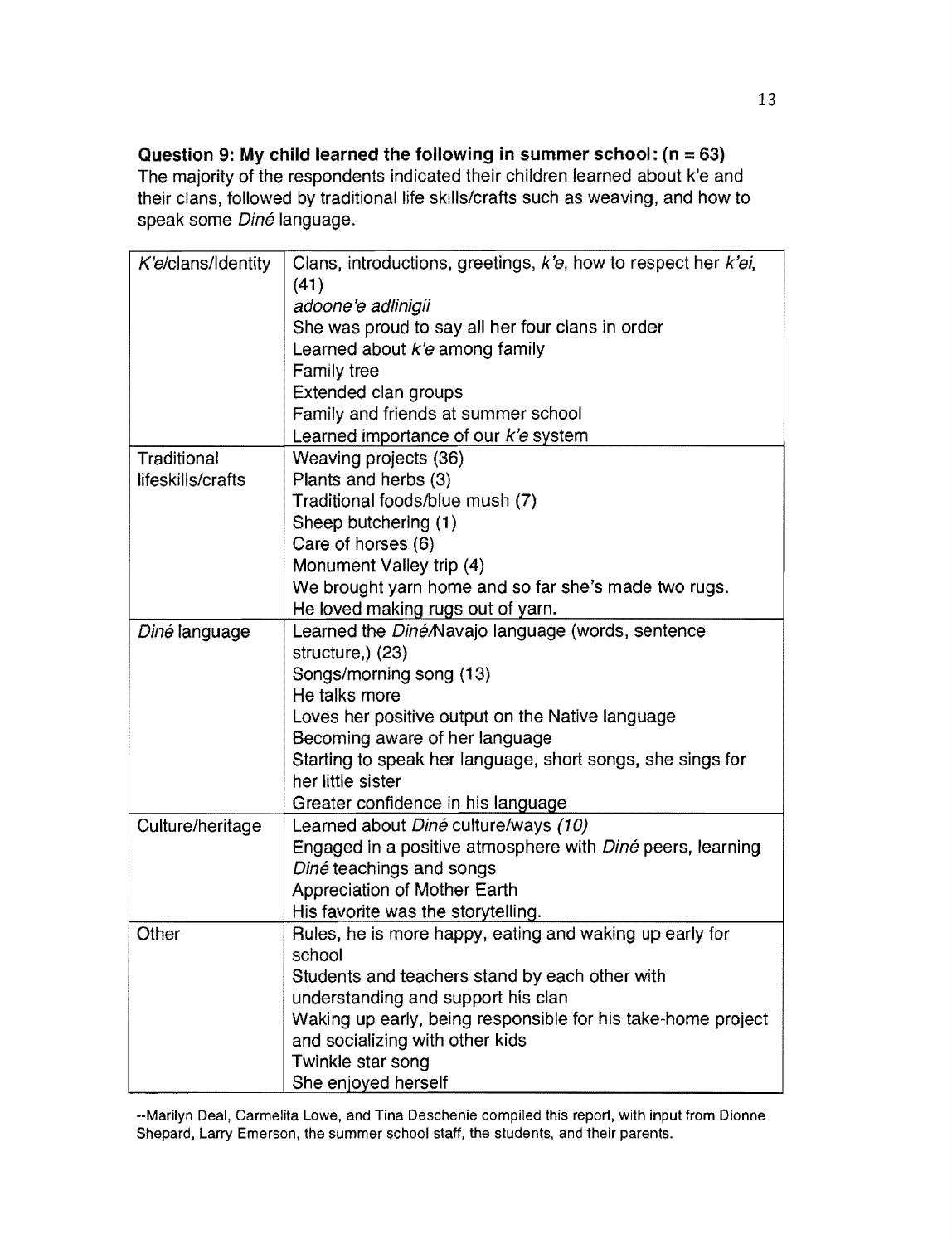**Question 9: My child learned the following in summer school: (n = 63)**
The majority of the respondents indicated their children learned about k'e and their clans, followed by traditional life skills/crafts such as weaving, and how to speak some *Diné* language.

| | |
|---|---|
| *K'e*/clans/Identity | Clans, introductions, greetings, *k'e*, how to respect her *k'ei*, (41)<br>*adoone'e adlinigii*<br>She was proud to say all her four clans in order<br>Learned about *k'e* among family<br>Family tree<br>Extended clan groups<br>Family and friends at summer school<br>Learned importance of our *k'e* system |
| Traditional lifeskills/crafts | Weaving projects (36)<br>Plants and herbs (3)<br>Traditional foods/blue mush (7)<br>Sheep butchering (1)<br>Care of horses (6)<br>Monument Valley trip (4)<br>We brought yarn home and so far she's made two rugs.<br>He loved making rugs out of yarn. |
| *Diné* language | Learned the *Diné*/Navajo language (words, sentence structure,) (23)<br>Songs/morning song (13)<br>He talks more<br>Loves her positive output on the Native language<br>Becoming aware of her language<br>Starting to speak her language, short songs, she sings for her little sister<br>Greater confidence in his language |
| Culture/heritage | Learned about *Diné* culture/ways *(10)*<br>Engaged in a positive atmosphere with *Diné* peers, learning *Diné* teachings and songs<br>Appreciation of Mother Earth<br>His favorite was the storytelling. |
| Other | Rules, he is more happy, eating and waking up early for school<br>Students and teachers stand by each other with understanding and support his clan<br>Waking up early, being responsible for his take-home project and socializing with other kids<br>Twinkle star song<br>She enjoyed herself |

--Marilyn Deal, Carmelita Lowe, and Tina Deschenie compiled this report, with input from Dionne Shepard, Larry Emerson, the summer school staff, the students, and their parents.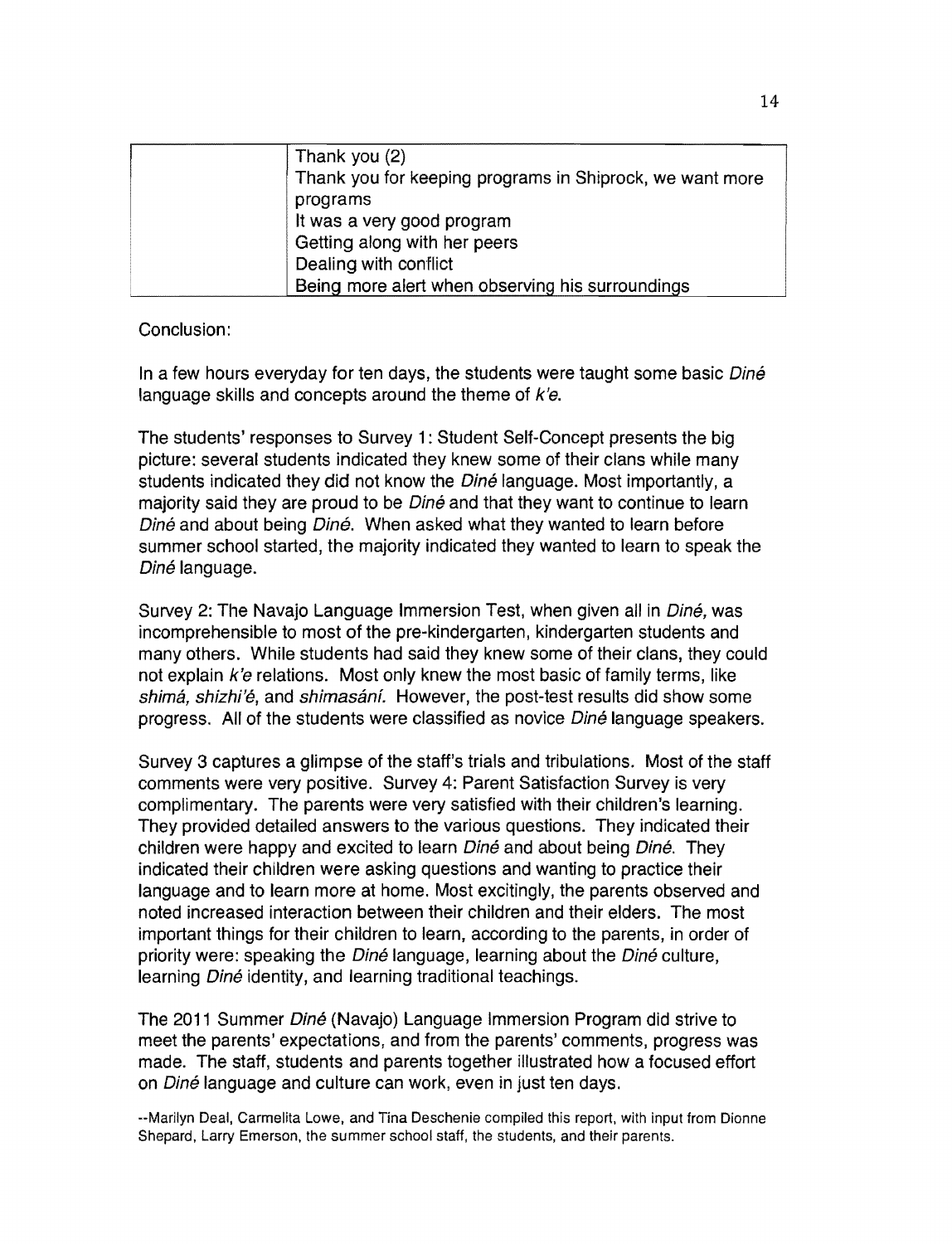| | |
|---|---|
| | Thank you (2)<br>Thank you for keeping programs in Shiprock, we want more programs<br>It was a very good program<br>Getting along with her peers<br>Dealing with conflict<br>Being more alert when observing his surroundings |

Conclusion:

In a few hours everyday for ten days, the students were taught some basic *Diné* language skills and concepts around the theme of *k'e*.

The students' responses to Survey 1: Student Self-Concept presents the big picture: several students indicated they knew some of their clans while many students indicated they did not know the *Diné* language. Most importantly, a majority said they are proud to be *Diné* and that they want to continue to learn *Diné* and about being *Diné*. When asked what they wanted to learn before summer school started, the majority indicated they wanted to learn to speak the *Diné* language.

Survey 2: The Navajo Language Immersion Test, when given all in *Diné*, was incomprehensible to most of the pre-kindergarten, kindergarten students and many others. While students had said they knew some of their clans, they could not explain *k'e* relations. Most only knew the most basic of family terms, like *shimá, shizhi'é*, and *shimasání*. However, the post-test results did show some progress. All of the students were classified as novice *Diné* language speakers.

Survey 3 captures a glimpse of the staff's trials and tribulations. Most of the staff comments were very positive. Survey 4: Parent Satisfaction Survey is very complimentary. The parents were very satisfied with their children's learning. They provided detailed answers to the various questions. They indicated their children were happy and excited to learn *Diné* and about being *Diné*. They indicated their children were asking questions and wanting to practice their language and to learn more at home. Most excitingly, the parents observed and noted increased interaction between their children and their elders. The most important things for their children to learn, according to the parents, in order of priority were: speaking the *Diné* language, learning about the *Diné* culture, learning *Diné* identity, and learning traditional teachings.

The 2011 Summer *Diné* (Navajo) Language Immersion Program did strive to meet the parents' expectations, and from the parents' comments, progress was made. The staff, students and parents together illustrated how a focused effort on *Diné* language and culture can work, even in just ten days.

--Marilyn Deal, Carmelita Lowe, and Tina Deschenie compiled this report, with input from Dionne Shepard, Larry Emerson, the summer school staff, the students, and their parents.